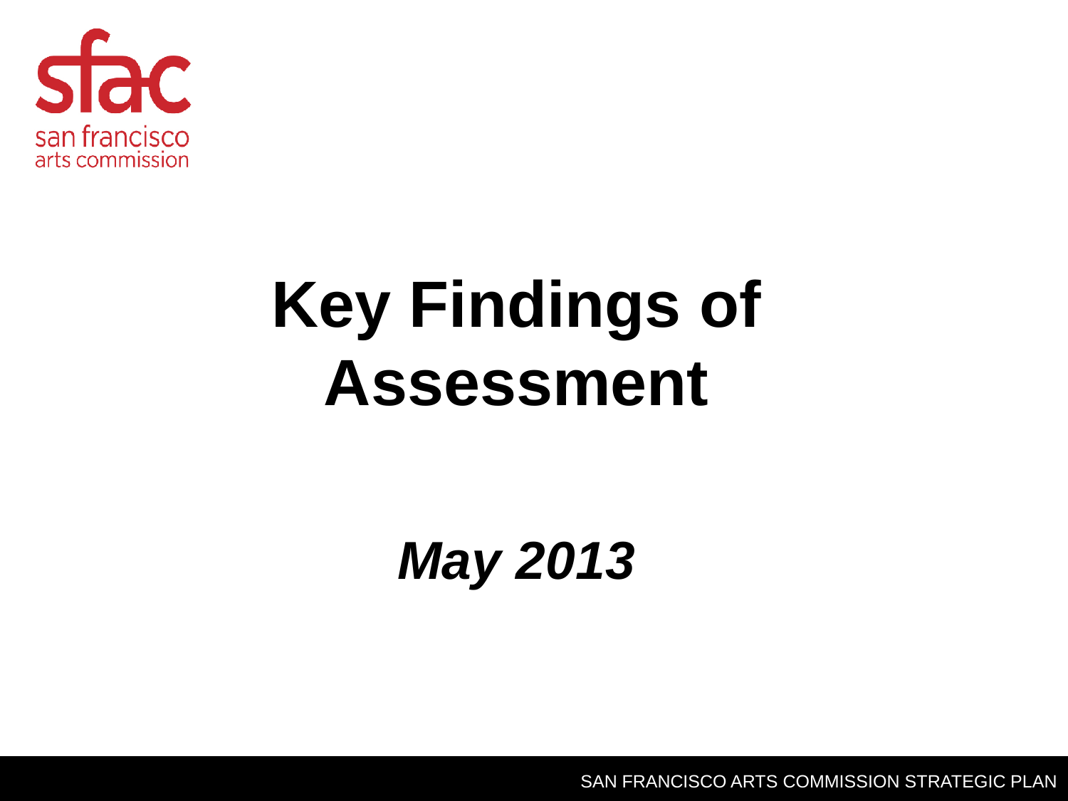sfac

san francisco arts commission

# Key Findings of Assessment

***May 2013***

SAN FRANCISCO ARTS COMMISSION STRATEGIC PLAN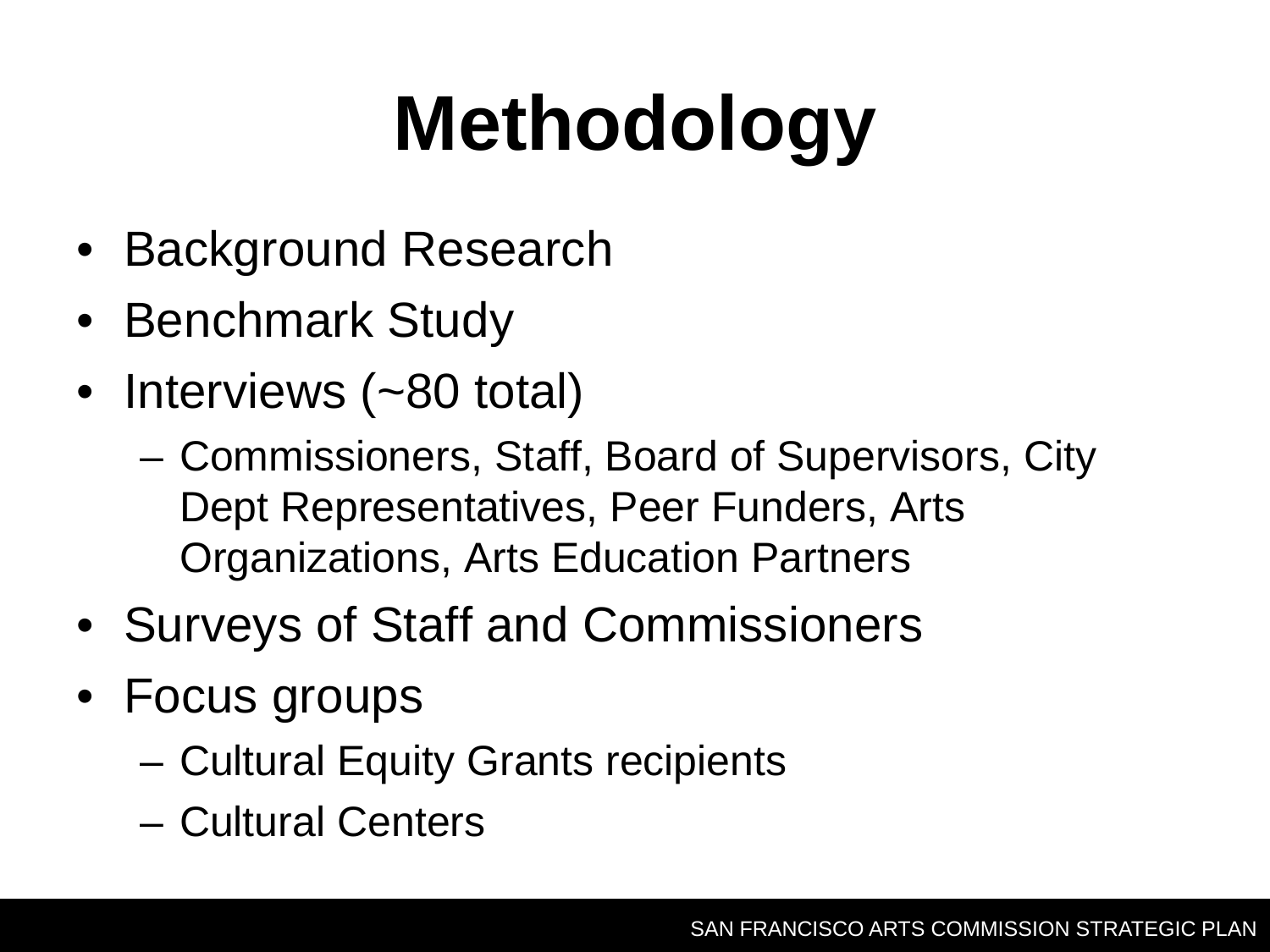# Methodology

- Background Research
- Benchmark Study
- Interviews (~80 total)
  - Commissioners, Staff, Board of Supervisors, City Dept Representatives, Peer Funders, Arts Organizations, Arts Education Partners
- Surveys of Staff and Commissioners
- Focus groups
  - Cultural Equity Grants recipients
  - Cultural Centers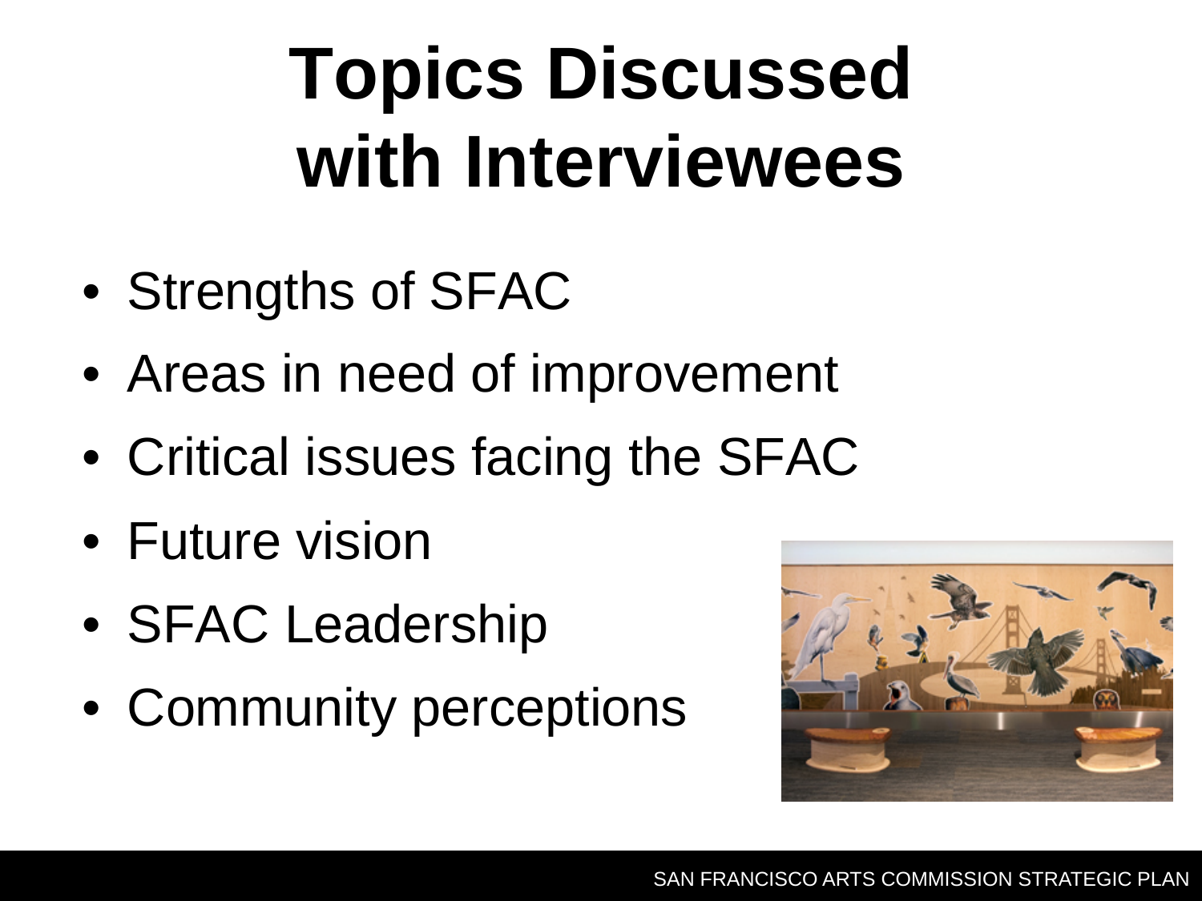# Topics Discussed with Interviewees

- Strengths of SFAC
- Areas in need of improvement
- Critical issues facing the SFAC
- Future vision
- SFAC Leadership
- Community perceptions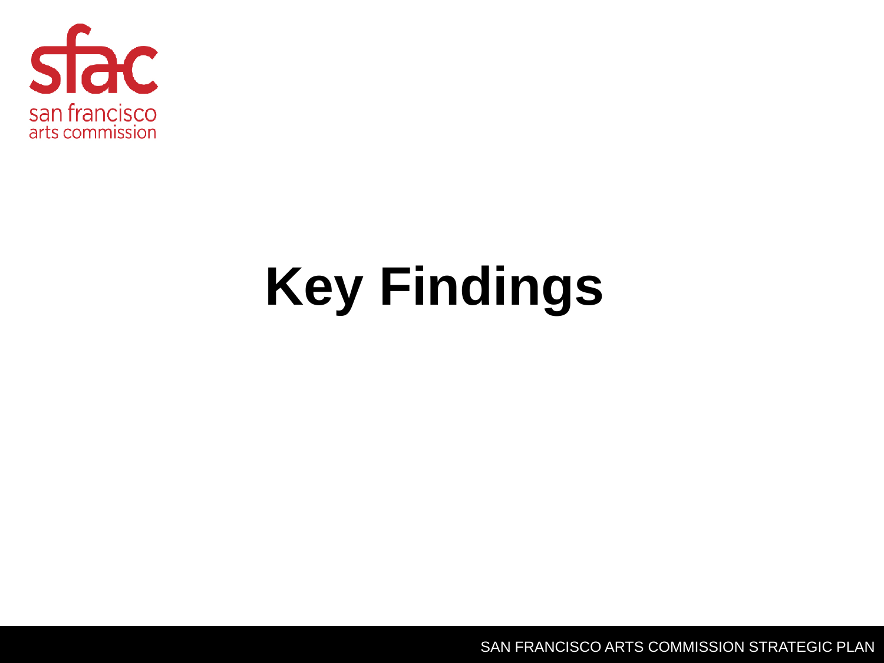# Key Findings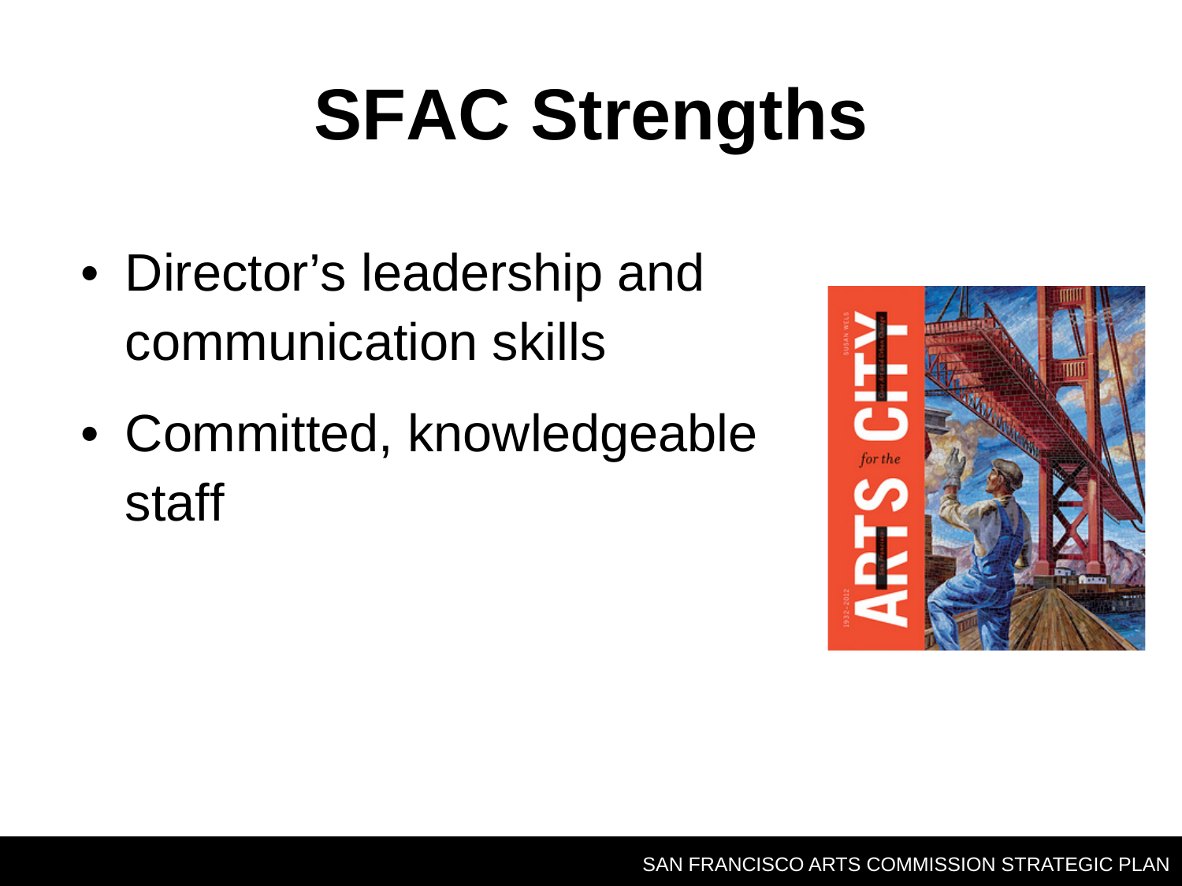# SFAC Strengths

- Director's leadership and communication skills
- Committed, knowledgeable staff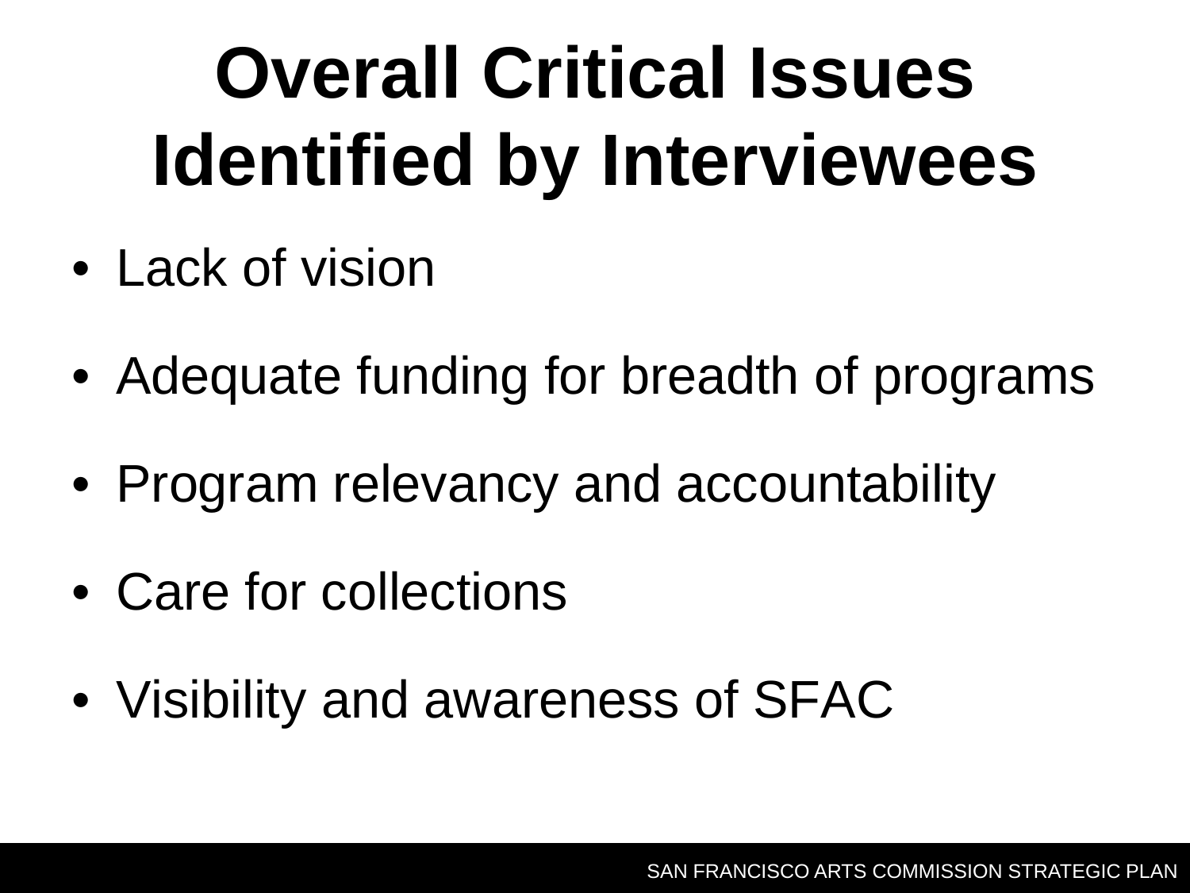# Overall Critical Issues Identified by Interviewees

- Lack of vision
- Adequate funding for breadth of programs
- Program relevancy and accountability
- Care for collections
- Visibility and awareness of SFAC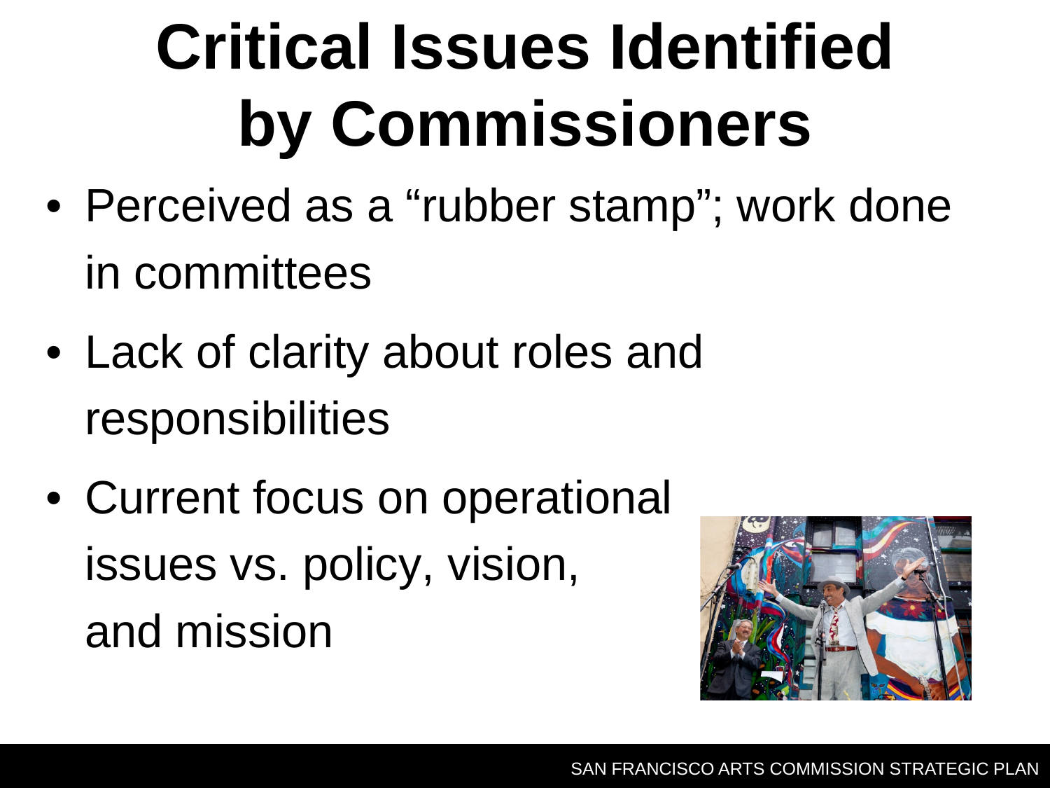# Critical Issues Identified by Commissioners

- Perceived as a "rubber stamp"; work done in committees
- Lack of clarity about roles and responsibilities
- Current focus on operational issues vs. policy, vision, and mission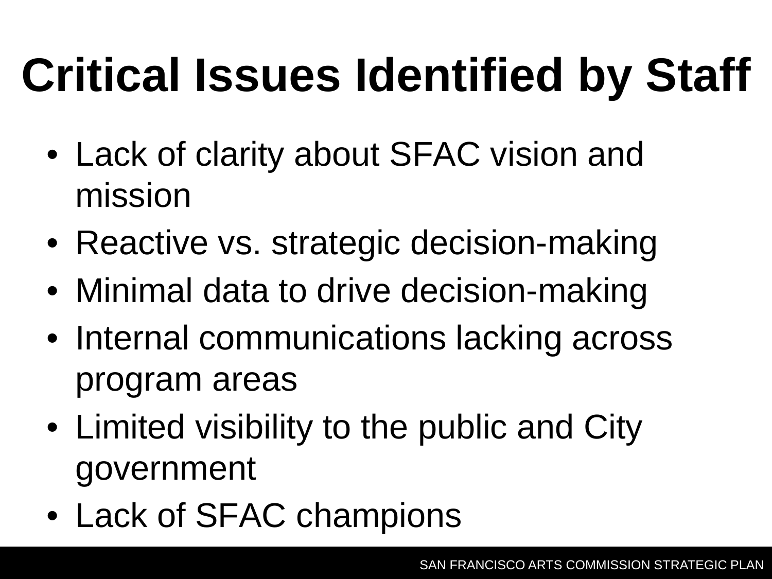# Critical Issues Identified by Staff

- Lack of clarity about SFAC vision and mission
- Reactive vs. strategic decision-making
- Minimal data to drive decision-making
- Internal communications lacking across program areas
- Limited visibility to the public and City government
- Lack of SFAC champions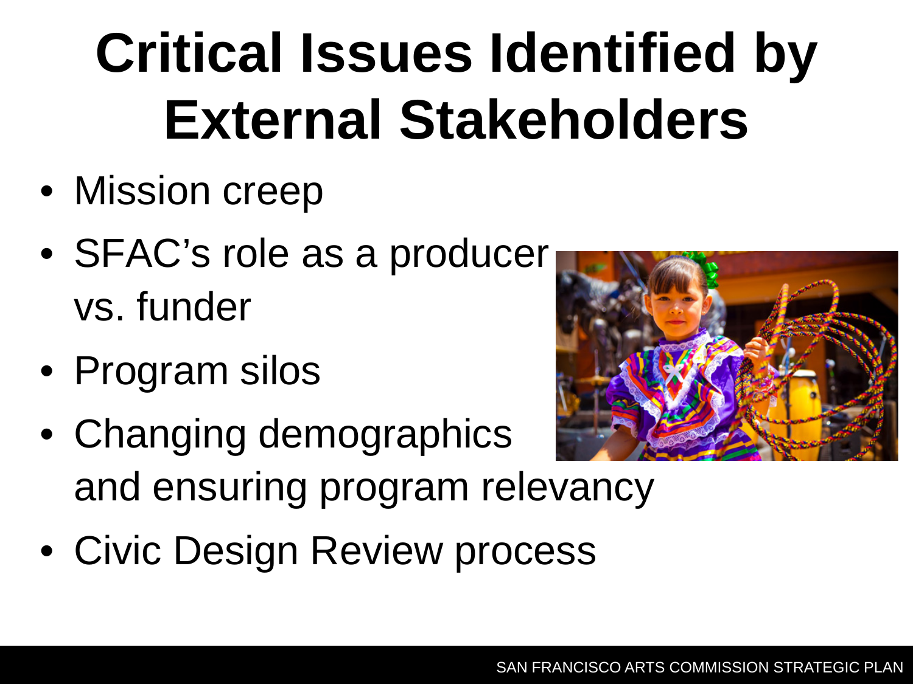# Critical Issues Identified by External Stakeholders

- Mission creep
- SFAC's role as a producer vs. funder
- Program silos
- Changing demographics and ensuring program relevancy
- Civic Design Review process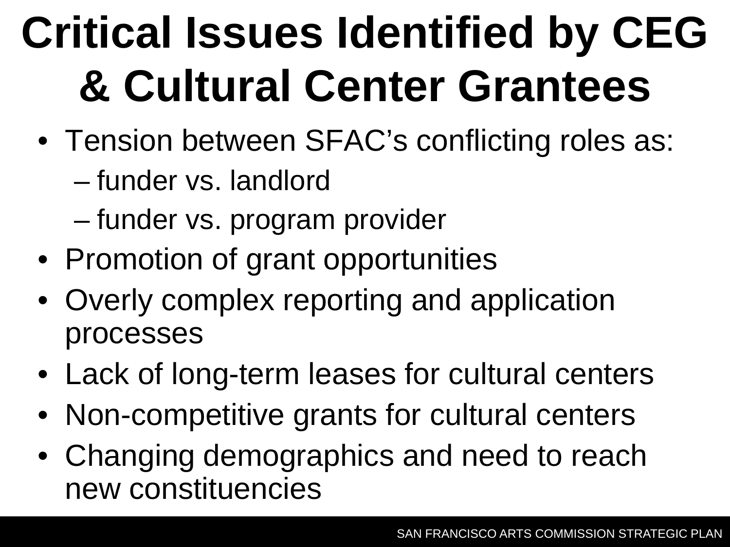# Critical Issues Identified by CEG & Cultural Center Grantees

- Tension between SFAC's conflicting roles as:
  - funder vs. landlord
  - funder vs. program provider
- Promotion of grant opportunities
- Overly complex reporting and application processes
- Lack of long-term leases for cultural centers
- Non-competitive grants for cultural centers
- Changing demographics and need to reach new constituencies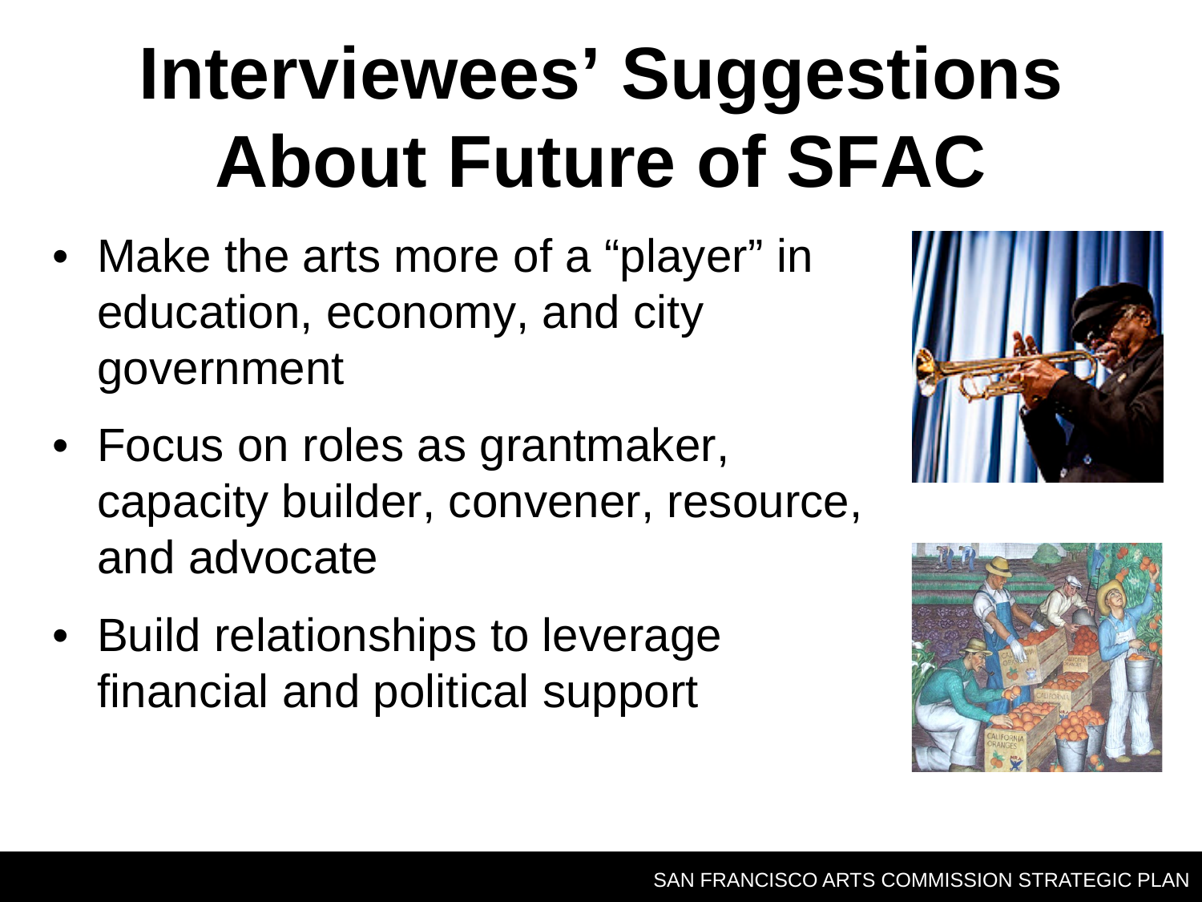# Interviewees' Suggestions About Future of SFAC

- Make the arts more of a "player" in education, economy, and city government
- Focus on roles as grantmaker, capacity builder, convener, resource, and advocate
- Build relationships to leverage financial and political support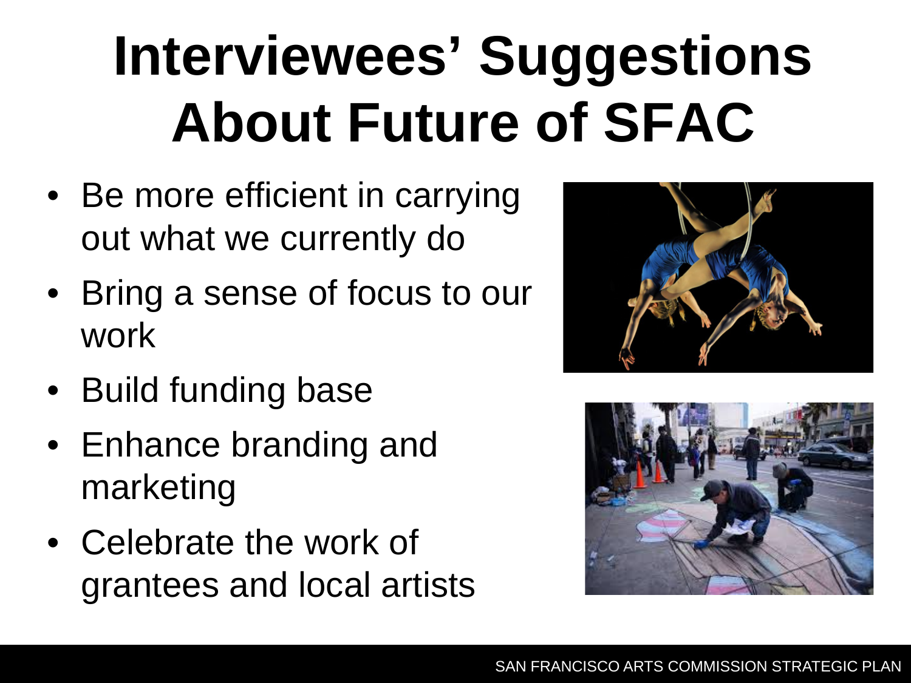# Interviewees' Suggestions About Future of SFAC

- Be more efficient in carrying out what we currently do
- Bring a sense of focus to our work
- Build funding base
- Enhance branding and marketing
- Celebrate the work of grantees and local artists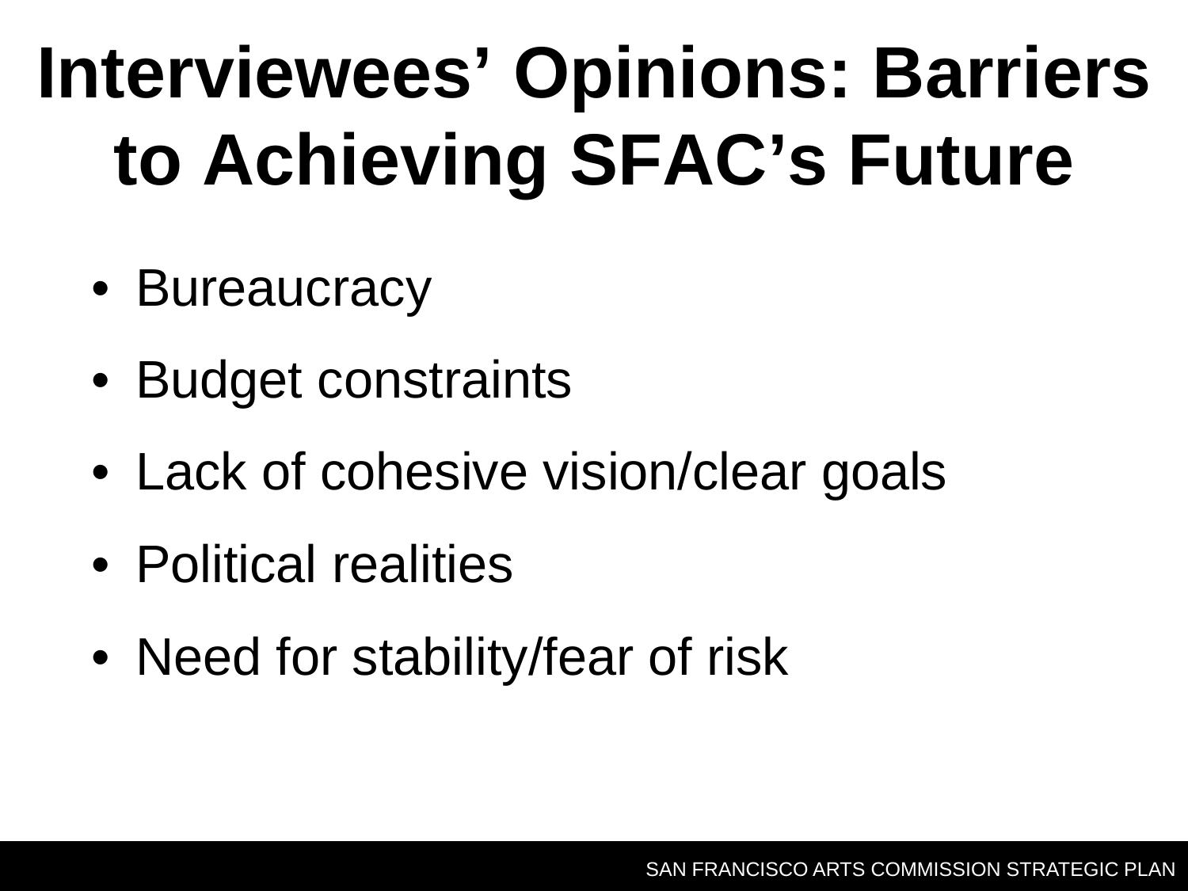# Interviewees' Opinions: Barriers to Achieving SFAC's Future

- Bureaucracy
- Budget constraints
- Lack of cohesive vision/clear goals
- Political realities
- Need for stability/fear of risk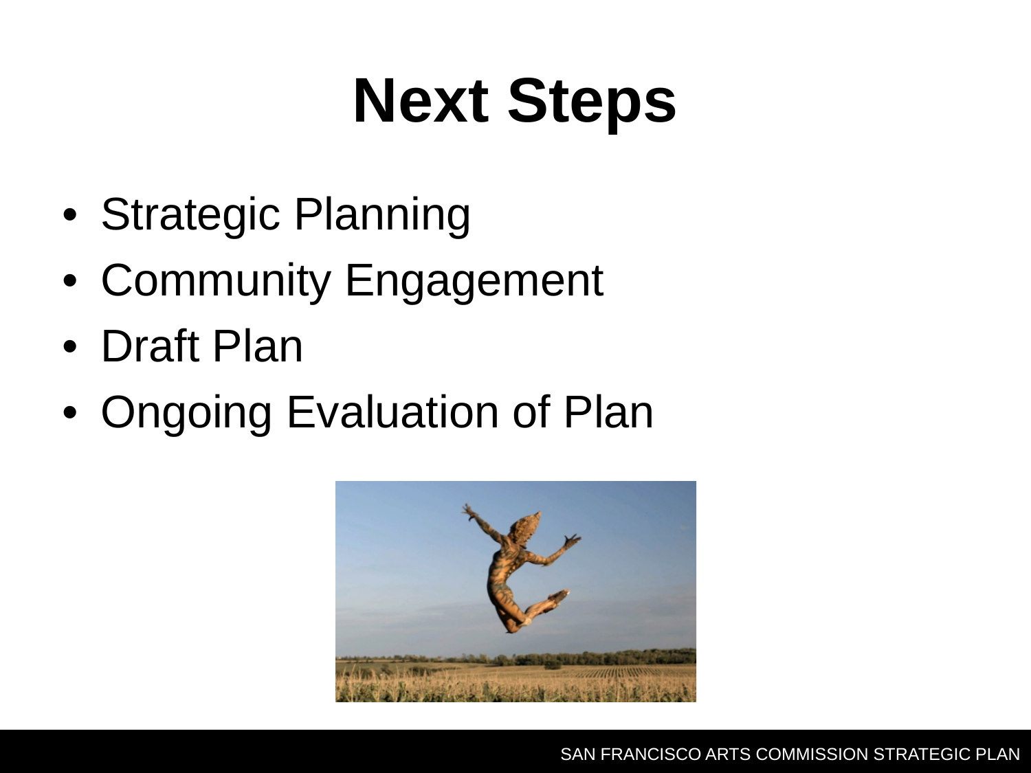# Next Steps

- Strategic Planning
- Community Engagement
- Draft Plan
- Ongoing Evaluation of Plan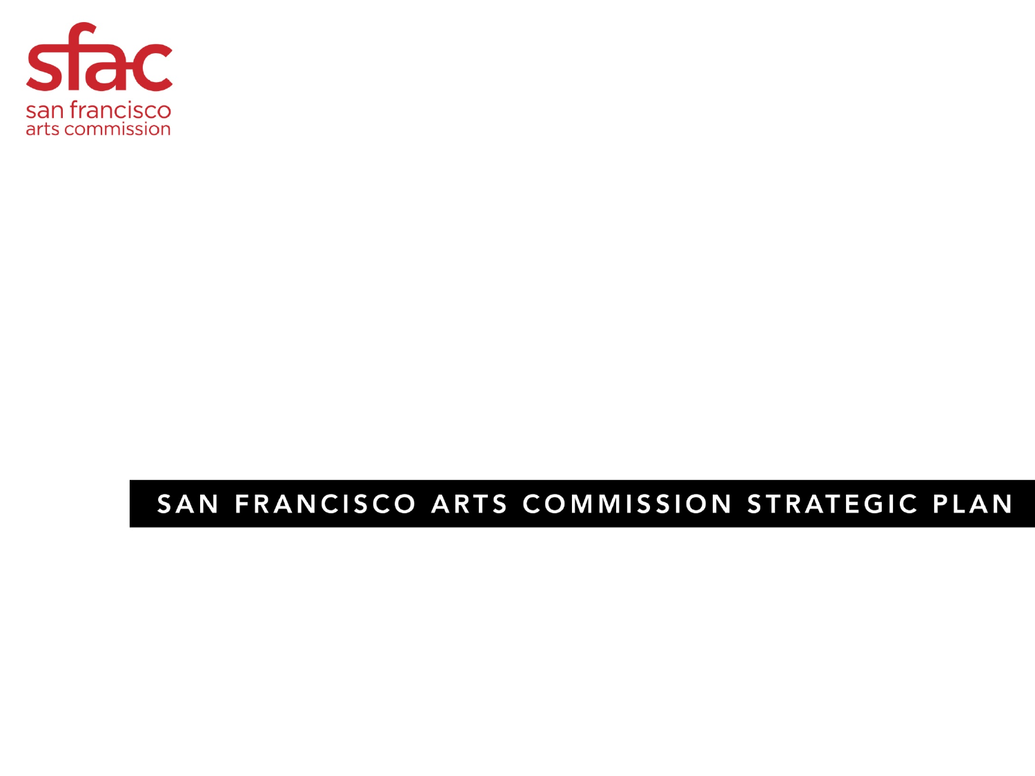sfac

san francisco arts commission

# SAN FRANCISCO ARTS COMMISSION STRATEGIC PLAN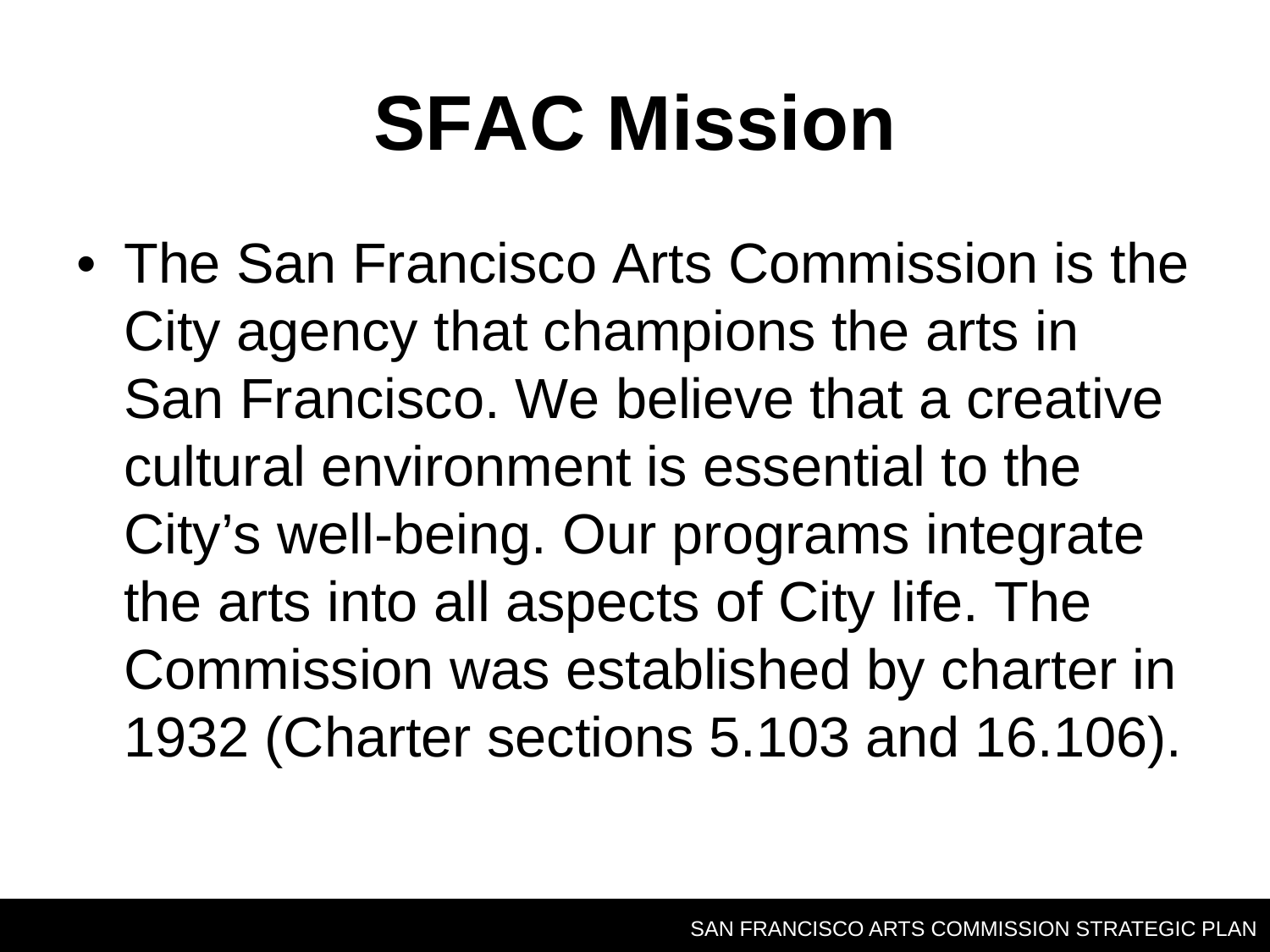# SFAC Mission

- The San Francisco Arts Commission is the City agency that champions the arts in San Francisco. We believe that a creative cultural environment is essential to the City's well-being. Our programs integrate the arts into all aspects of City life. The Commission was established by charter in 1932 (Charter sections 5.103 and 16.106).